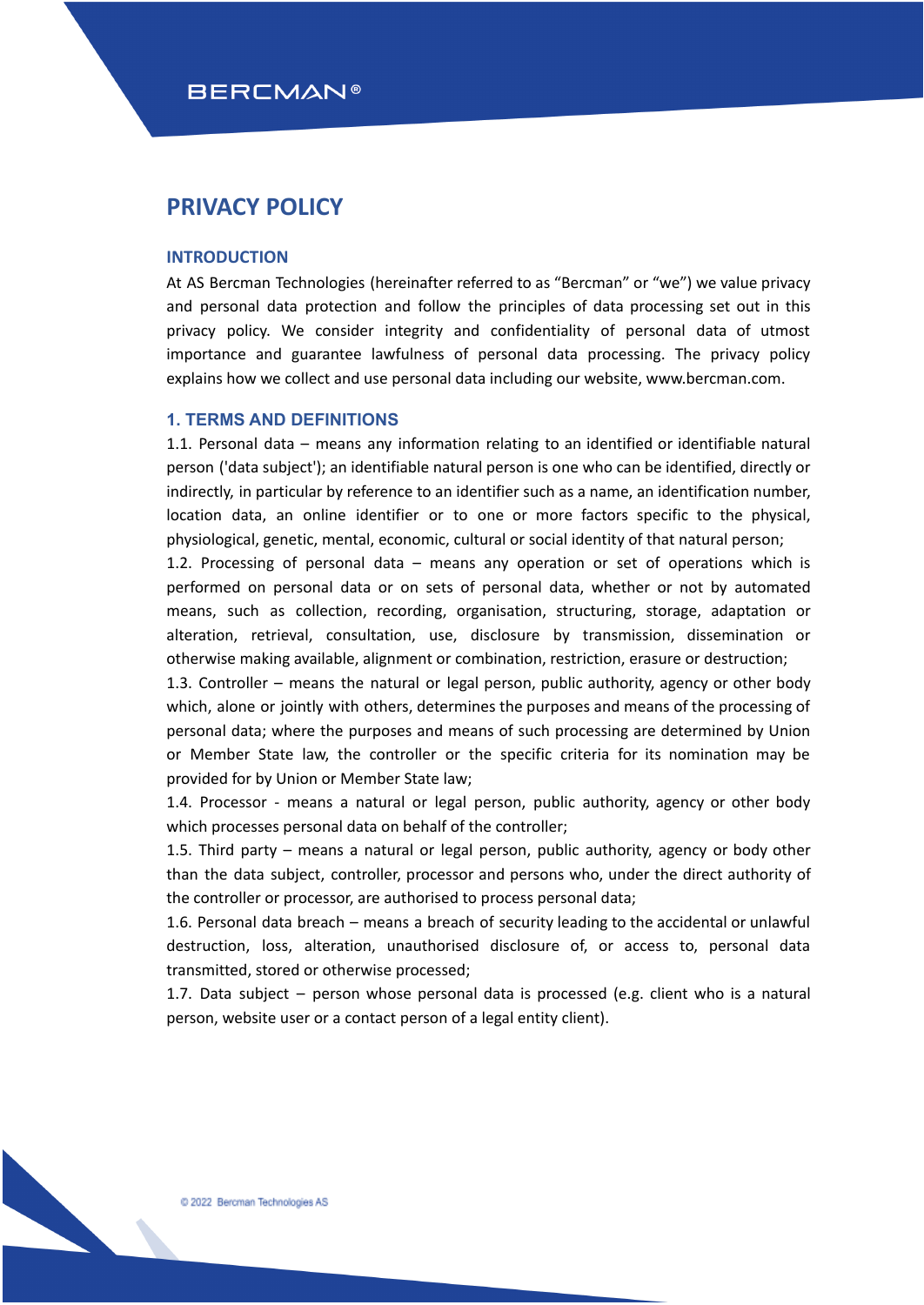# PRIVACY POLICY

## INTRODUCTION

At AS Bercman Technologies (hereinafter referred to as "Bercman" or "we") we value privacy and personal data protection and follow the principles of data processing set out in this privacy policy. We consider integrity and confidentiality of personal data of utmost importance and guarantee lawfulness of personal data processing. The privacy policy explains how we collect and use personal data including our website, www.bercman.com.

## 1. TERMS AND DEFINITIONS

1.1. Personal data – means any information relating to an identified or identifiable natural person ('data subject'); an identifiable natural person is one who can be identified, directly or indirectly, in particular by reference to an identifier such as a name, an identification number, location data, an online identifier or to one or more factors specific to the physical, physiological, genetic, mental, economic, cultural or social identity of that natural person;

1.2. Processing of personal data – means any operation or set of operations which is performed on personal data or on sets of personal data, whether or not by automated means, such as collection, recording, organisation, structuring, storage, adaptation or alteration, retrieval, consultation, use, disclosure by transmission, dissemination or otherwise making available, alignment or combination, restriction, erasure or destruction;

1.3. Controller – means the natural or legal person, public authority, agency or other body which, alone or jointly with others, determines the purposes and means of the processing of personal data; where the purposes and means of such processing are determined by Union or Member State law, the controller or the specific criteria for its nomination may be provided for by Union or Member State law;

1.4. Processor - means a natural or legal person, public authority, agency or other body which processes personal data on behalf of the controller;

1.5. Third party – means a natural or legal person, public authority, agency or body other than the data subject, controller, processor and persons who, under the direct authority of the controller or processor, are authorised to process personal data;

1.6. Personal data breach – means a breach of security leading to the accidental or unlawful destruction, loss, alteration, unauthorised disclosure of, or access to, personal data transmitted, stored or otherwise processed;

1.7. Data subject – person whose personal data is processed (e.g. client who is a natural person, website user or a contact person of a legal entity client).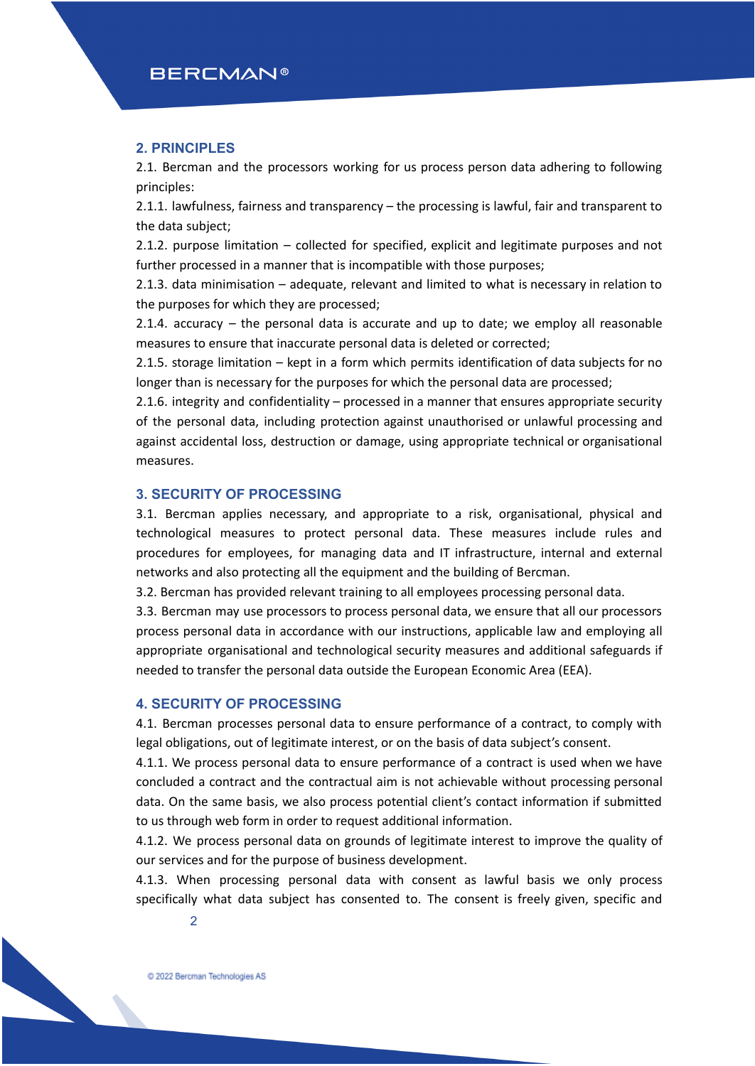## 2. PRINCIPLES

2.1. Bercman and the processors working for us process person data adhering to following principles:

2.1.1. lawfulness, fairness and transparency – the processing is lawful, fair and transparent to the data subject;

2.1.2. purpose limitation – collected for specified, explicit and legitimate purposes and not further processed in a manner that is incompatible with those purposes;

2.1.3. data minimisation – adequate, relevant and limited to what is necessary in relation to the purposes for which they are processed;

2.1.4. accuracy – the personal data is accurate and up to date; we employ all reasonable measures to ensure that inaccurate personal data is deleted or corrected;

2.1.5. storage limitation – kept in a form which permits identification of data subjects for no longer than is necessary for the purposes for which the personal data are processed;

2.1.6. integrity and confidentiality – processed in a manner that ensures appropriate security of the personal data, including protection against unauthorised or unlawful processing and against accidental loss, destruction or damage, using appropriate technical or organisational measures.

## 3. SECURITY OF PROCESSING

3.1. Bercman applies necessary, and appropriate to a risk, organisational, physical and technological measures to protect personal data. These measures include rules and procedures for employees, for managing data and IT infrastructure, internal and external networks and also protecting all the equipment and the building of Bercman.

3.2. Bercman has provided relevant training to all employees processing personal data.

3.3. Bercman may use processors to process personal data, we ensure that all our processors process personal data in accordance with our instructions, applicable law and employing all appropriate organisational and technological security measures and additional safeguards if needed to transfer the personal data outside the European Economic Area (EEA).

## 4. SECURITY OF PROCESSING

4.1. Bercman processes personal data to ensure performance of a contract, to comply with legal obligations, out of legitimate interest, or on the basis of data subject's consent.

4.1.1. We process personal data to ensure performance of a contract is used when we have concluded a contract and the contractual aim is not achievable without processing personal data. On the same basis, we also process potential client's contact information if submitted to us through web form in order to request additional information.

4.1.2. We process personal data on grounds of legitimate interest to improve the quality of our services and for the purpose of business development.

4.1.3. When processing personal data with consent as lawful basis we only process specifically what data subject has consented to. The consent is freely given, specific and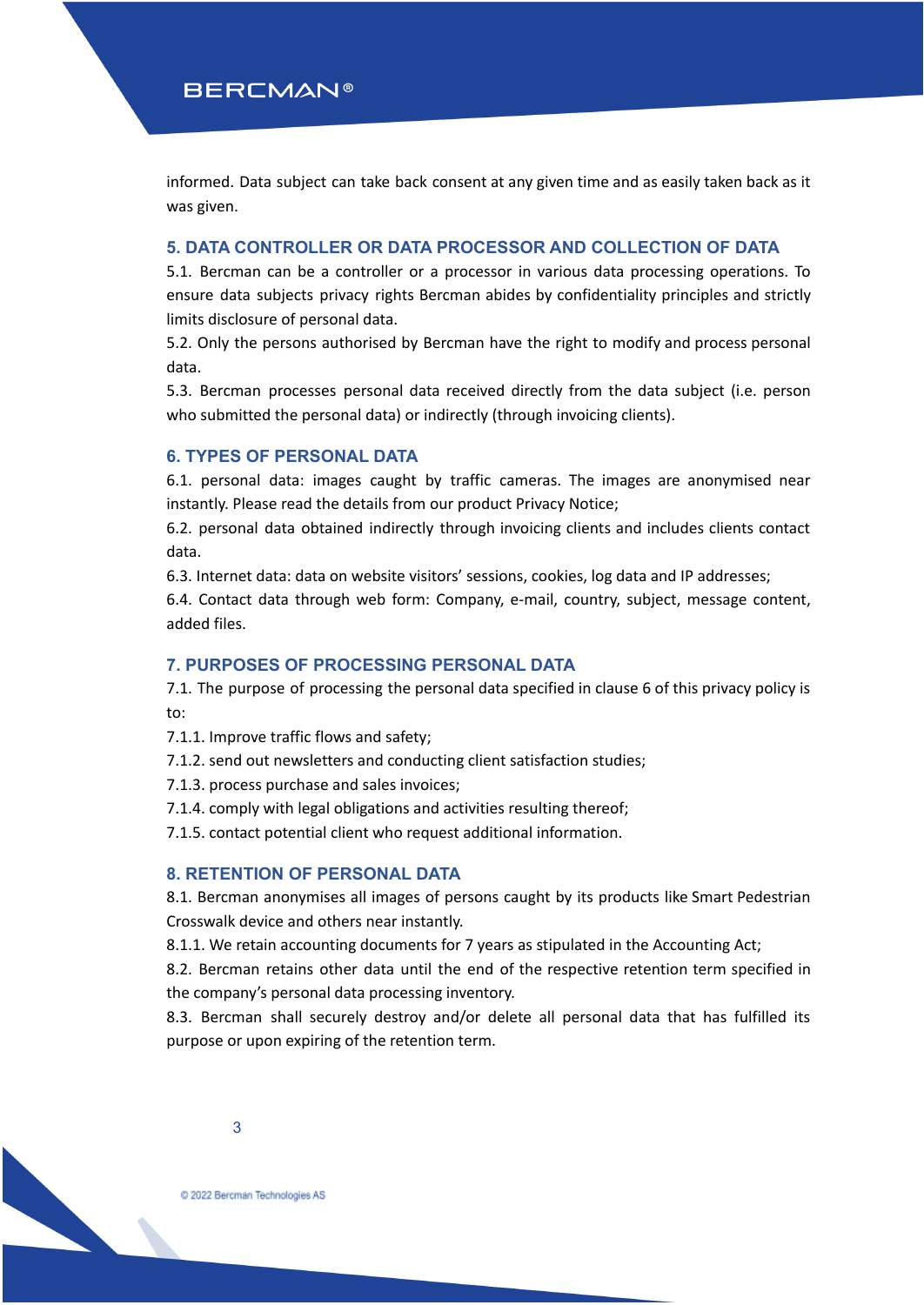informed. Data subject can take back consent at any given time and as easily taken back as it was given.

## 5. DATA CONTROLLER OR DATA PROCESSOR AND COLLECTION OF DATA

5.1. Bercman can be a controller or a processor in various data processing operations. To ensure data subjects privacy rights Bercman abides by confidentiality principles and strictly limits disclosure of personal data.

5.2. Only the persons authorised by Bercman have the right to modify and process personal data.

5.3. Bercman processes personal data received directly from the data subject (i.e. person who submitted the personal data) or indirectly (through invoicing clients).

## 6. TYPES OF PERSONAL DATA

6.1. personal data: images caught by traffic cameras. The images are anonymised near instantly. Please read the details from our product Privacy Notice;

6.2. personal data obtained indirectly through invoicing clients and includes clients contact data.

6.3. Internet data: data on website visitors' sessions, cookies, log data and IP addresses;

6.4. Contact data through web form: Company, e-mail, country, subject, message content, added files.

## 7. PURPOSES OF PROCESSING PERSONAL DATA

7.1. The purpose of processing the personal data specified in clause 6 of this privacy policy is to:

7.1.1. Improve traffic flows and safety;

7.1.2. send out newsletters and conducting client satisfaction studies;

7.1.3. process purchase and sales invoices;

7.1.4. comply with legal obligations and activities resulting thereof;

7.1.5. contact potential client who request additional information.

## 8. RETENTION OF PERSONAL DATA

8.1. Bercman anonymises all images of persons caught by its products like Smart Pedestrian Crosswalk device and others near instantly.

8.1.1. We retain accounting documents for 7 years as stipulated in the Accounting Act;

8.2. Bercman retains other data until the end of the respective retention term specified in the company's personal data processing inventory.

8.3. Bercman shall securely destroy and/or delete all personal data that has fulfilled its purpose or upon expiring of the retention term.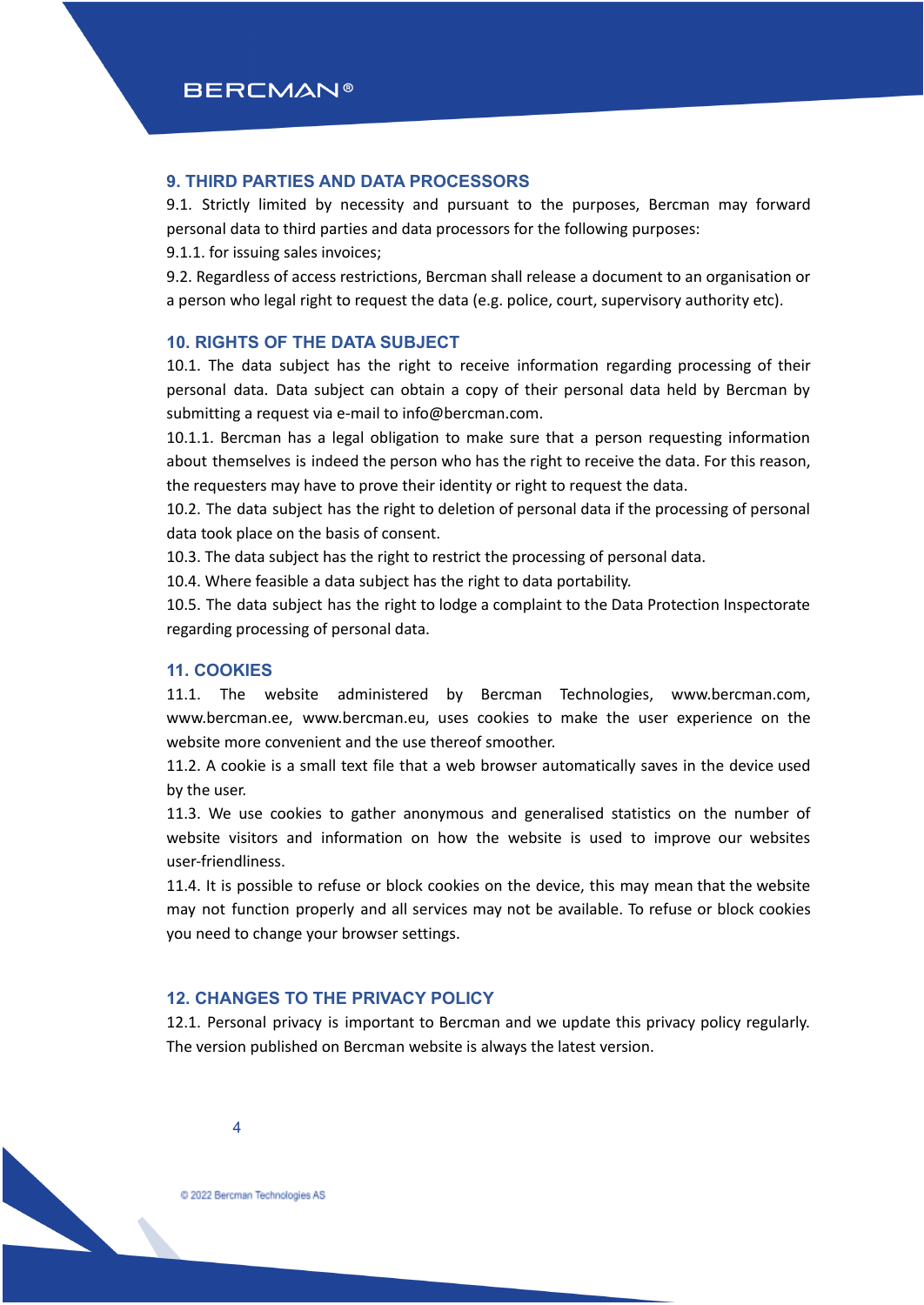## 9. THIRD PARTIES AND DATA PROCESSORS

9.1. Strictly limited by necessity and pursuant to the purposes, Bercman may forward personal data to third parties and data processors for the following purposes:

9.1.1. for issuing sales invoices;

9.2. Regardless of access restrictions, Bercman shall release a document to an organisation or a person who legal right to request the data (e.g. police, court, supervisory authority etc).

## 10. RIGHTS OF THE DATA SUBJECT

10.1. The data subject has the right to receive information regarding processing of their personal data. Data subject can obtain a copy of their personal data held by Bercman by submitting a request via e-mail to info@bercman.com.

10.1.1. Bercman has a legal obligation to make sure that a person requesting information about themselves is indeed the person who has the right to receive the data. For this reason, the requesters may have to prove their identity or right to request the data.

10.2. The data subject has the right to deletion of personal data if the processing of personal data took place on the basis of consent.

10.3. The data subject has the right to restrict the processing of personal data.

10.4. Where feasible a data subject has the right to data portability.

10.5. The data subject has the right to lodge a complaint to the Data Protection Inspectorate regarding processing of personal data.

## 11. COOKIES

11.1. The website administered by Bercman Technologies, www.bercman.com, www.bercman.ee, www.bercman.eu, uses cookies to make the user experience on the website more convenient and the use thereof smoother.

11.2. A cookie is a small text file that a web browser automatically saves in the device used by the user.

11.3. We use cookies to gather anonymous and generalised statistics on the number of website visitors and information on how the website is used to improve our websites user-friendliness.

11.4. It is possible to refuse or block cookies on the device, this may mean that the website may not function properly and all services may not be available. To refuse or block cookies you need to change your browser settings.

## 12. CHANGES TO THE PRIVACY POLICY

12.1. Personal privacy is important to Bercman and we update this privacy policy regularly. The version published on Bercman website is always the latest version.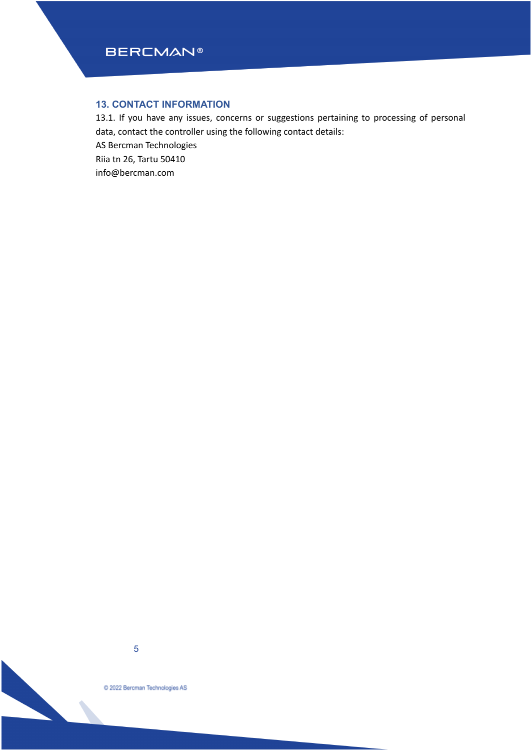## 13. CONTACT INFORMATION

13.1. If you have any issues, concerns or suggestions pertaining to processing of personal data, contact the controller using the following contact details:

AS Bercman Technologies
Riia tn 26, Tartu 50410
info@bercman.com